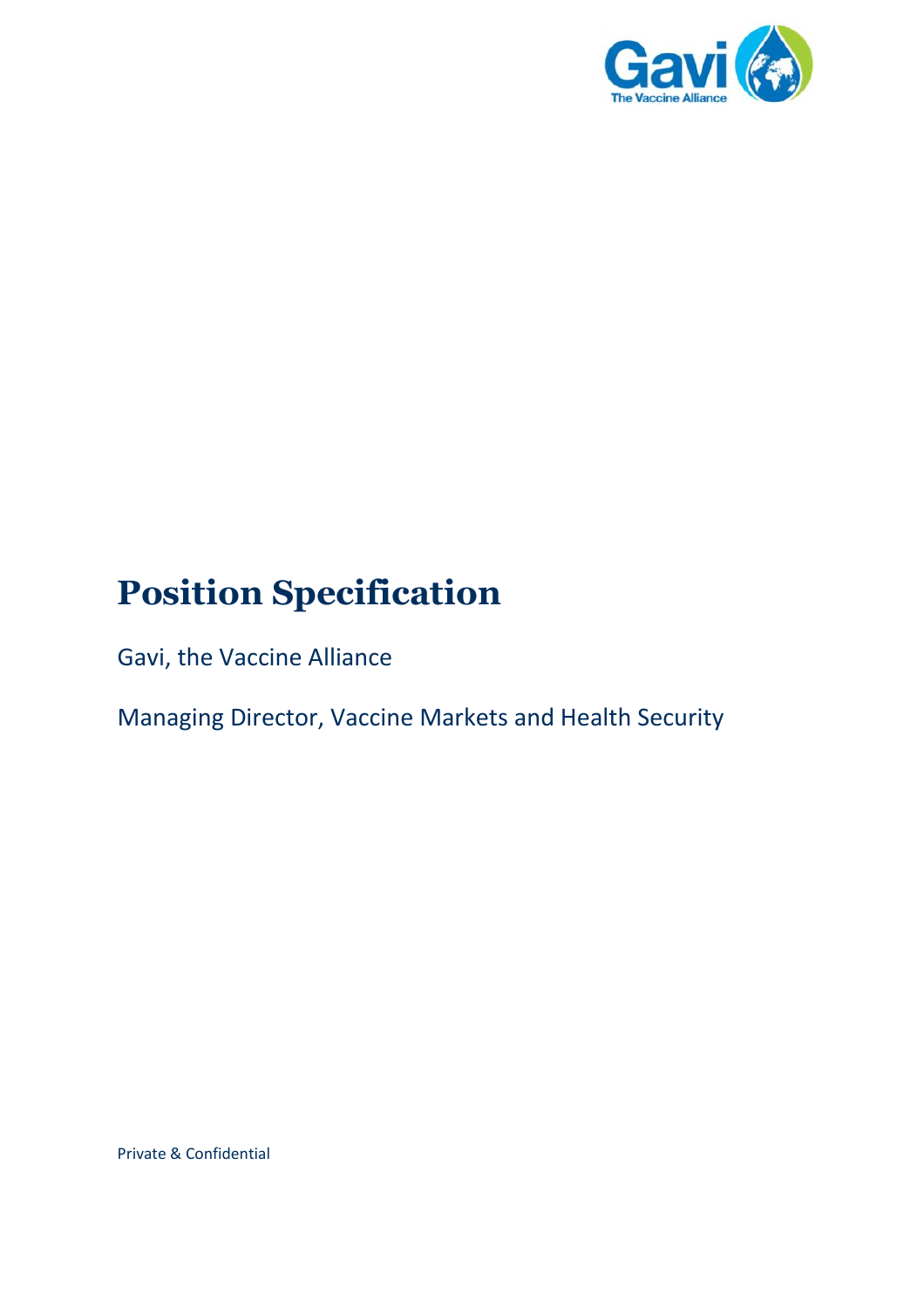# Position Specification

Gavi, the Vaccine Alliance

Managing Director, Vaccine Markets and Health Security

Private & Confidential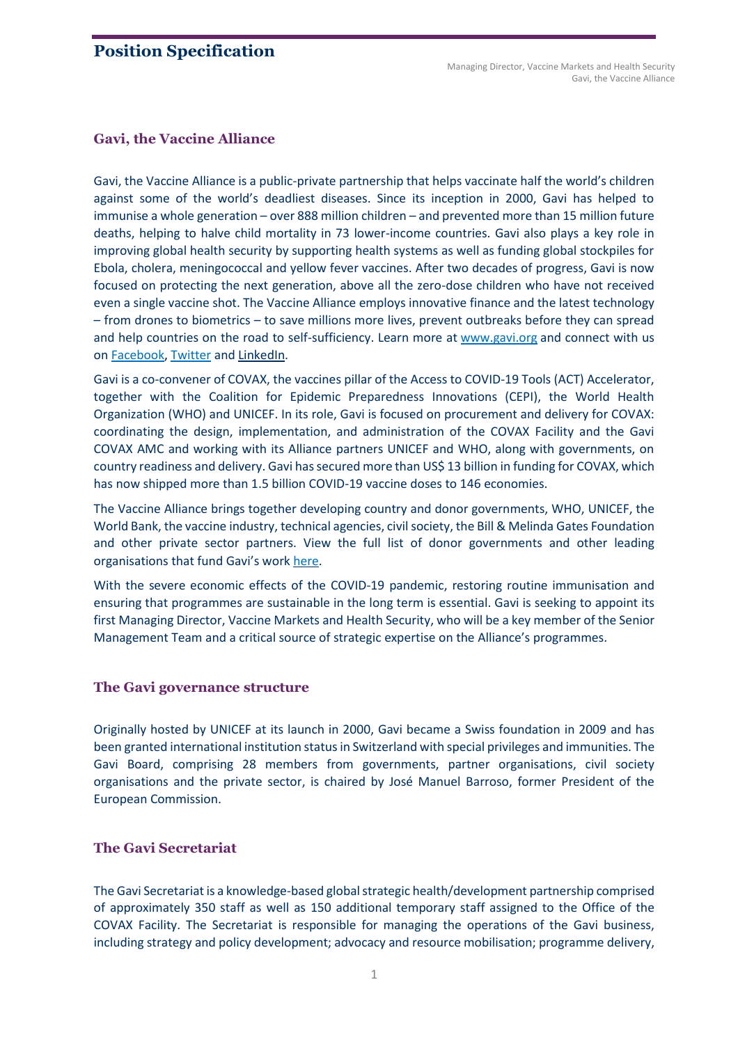# Position Specification

## Gavi, the Vaccine Alliance

Gavi, the Vaccine Alliance is a public-private partnership that helps vaccinate half the world's children against some of the world's deadliest diseases. Since its inception in 2000, Gavi has helped to immunise a whole generation – over 888 million children – and prevented more than 15 million future deaths, helping to halve child mortality in 73 lower-income countries. Gavi also plays a key role in improving global health security by supporting health systems as well as funding global stockpiles for Ebola, cholera, meningococcal and yellow fever vaccines. After two decades of progress, Gavi is now focused on protecting the next generation, above all the zero-dose children who have not received even a single vaccine shot. The Vaccine Alliance employs innovative finance and the latest technology – from drones to biometrics – to save millions more lives, prevent outbreaks before they can spread and help countries on the road to self-sufficiency. Learn more at www.gavi.org and connect with us on Facebook, Twitter and LinkedIn.

Gavi is a co-convener of COVAX, the vaccines pillar of the Access to COVID-19 Tools (ACT) Accelerator, together with the Coalition for Epidemic Preparedness Innovations (CEPI), the World Health Organization (WHO) and UNICEF. In its role, Gavi is focused on procurement and delivery for COVAX: coordinating the design, implementation, and administration of the COVAX Facility and the Gavi COVAX AMC and working with its Alliance partners UNICEF and WHO, along with governments, on country readiness and delivery. Gavi has secured more than US$ 13 billion in funding for COVAX, which has now shipped more than 1.5 billion COVID-19 vaccine doses to 146 economies.

The Vaccine Alliance brings together developing country and donor governments, WHO, UNICEF, the World Bank, the vaccine industry, technical agencies, civil society, the Bill & Melinda Gates Foundation and other private sector partners. View the full list of donor governments and other leading organisations that fund Gavi's work here.

With the severe economic effects of the COVID-19 pandemic, restoring routine immunisation and ensuring that programmes are sustainable in the long term is essential. Gavi is seeking to appoint its first Managing Director, Vaccine Markets and Health Security, who will be a key member of the Senior Management Team and a critical source of strategic expertise on the Alliance's programmes.

## The Gavi governance structure

Originally hosted by UNICEF at its launch in 2000, Gavi became a Swiss foundation in 2009 and has been granted international institution status in Switzerland with special privileges and immunities. The Gavi Board, comprising 28 members from governments, partner organisations, civil society organisations and the private sector, is chaired by José Manuel Barroso, former President of the European Commission.

## The Gavi Secretariat

The Gavi Secretariat is a knowledge-based global strategic health/development partnership comprised of approximately 350 staff as well as 150 additional temporary staff assigned to the Office of the COVAX Facility. The Secretariat is responsible for managing the operations of the Gavi business, including strategy and policy development; advocacy and resource mobilisation; programme delivery,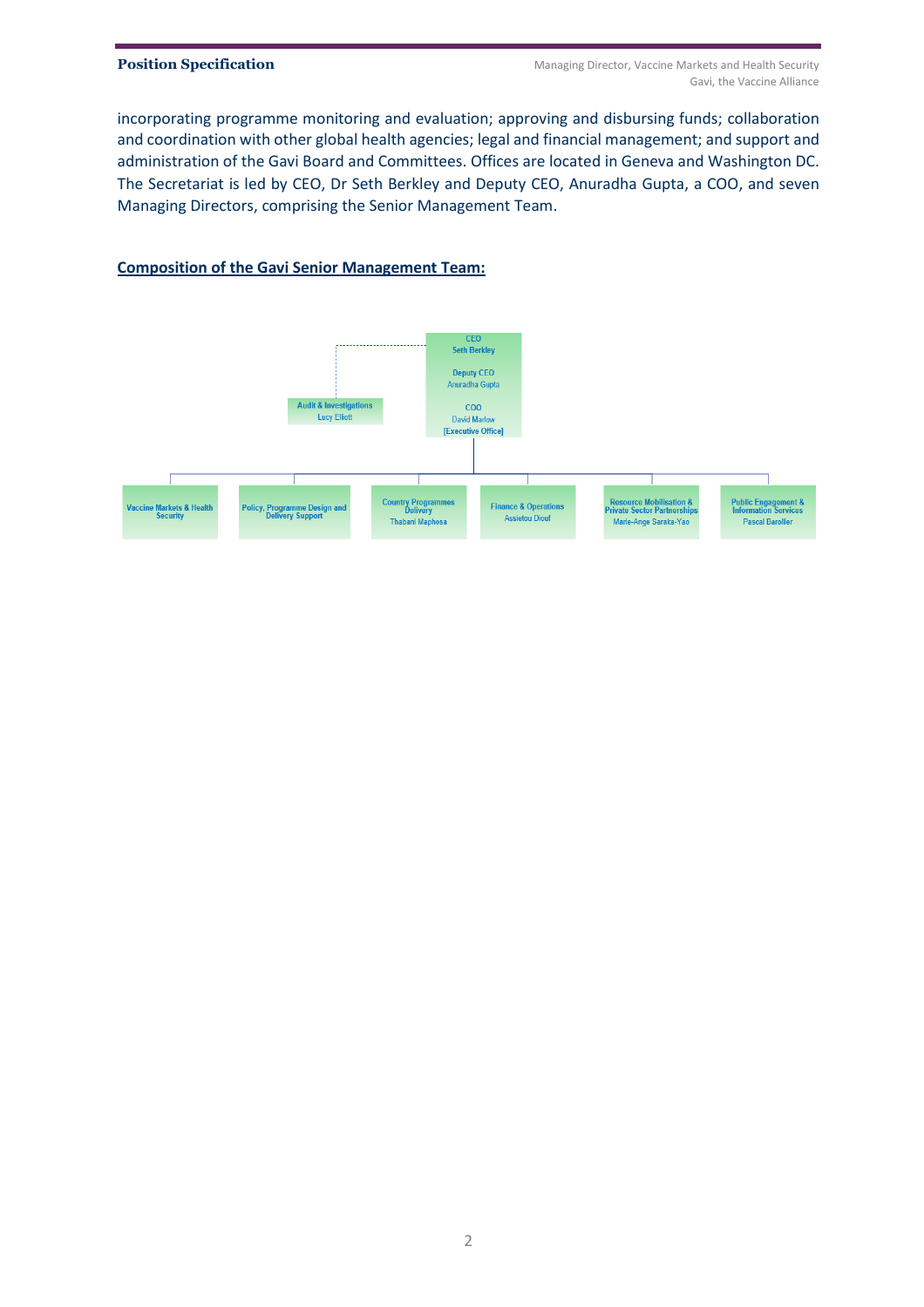incorporating programme monitoring and evaluation; approving and disbursing funds; collaboration and coordination with other global health agencies; legal and financial management; and support and administration of the Gavi Board and Committees. Offices are located in Geneva and Washington DC. The Secretariat is led by CEO, Dr Seth Berkley and Deputy CEO, Anuradha Gupta, a COO, and seven Managing Directors, comprising the Senior Management Team.

## Composition of the Gavi Senior Management Team:

CEO
Seth Berkley

Deputy CEO
Anuradha Gupta

COO
David Marlow
[Executive Office]

Audit & Investigations
Lucy Elliott

- Vaccine Markets & Health Security
- Policy, Programme Design and Delivery Support
- Country Programmes Delivery – Thabani Maphosa
- Finance & Operations – Assietou Diouf
- Resource Mobilisation & Private Sector Partnerships – Marie-Ange Saraka-Yao
- Public Engagement & Information Services – Pascal Barollier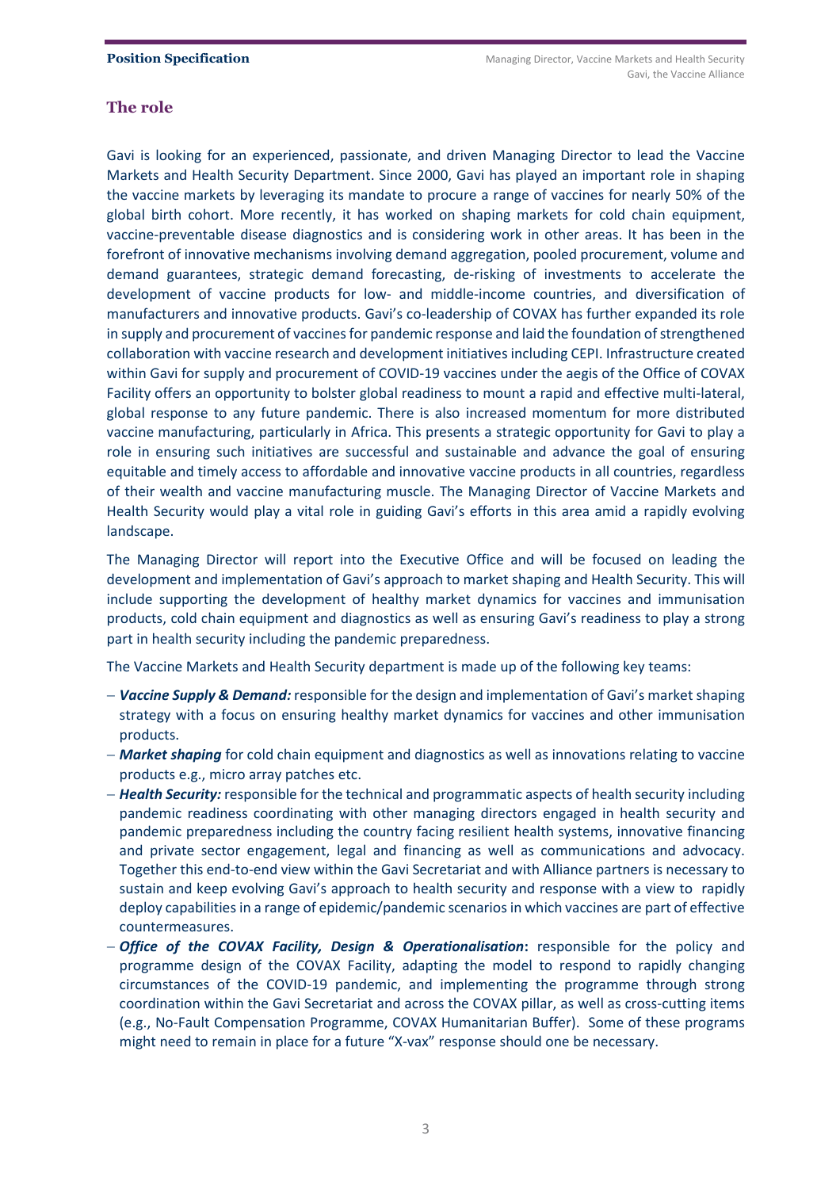## The role

Gavi is looking for an experienced, passionate, and driven Managing Director to lead the Vaccine Markets and Health Security Department. Since 2000, Gavi has played an important role in shaping the vaccine markets by leveraging its mandate to procure a range of vaccines for nearly 50% of the global birth cohort. More recently, it has worked on shaping markets for cold chain equipment, vaccine-preventable disease diagnostics and is considering work in other areas. It has been in the forefront of innovative mechanisms involving demand aggregation, pooled procurement, volume and demand guarantees, strategic demand forecasting, de-risking of investments to accelerate the development of vaccine products for low- and middle-income countries, and diversification of manufacturers and innovative products. Gavi's co-leadership of COVAX has further expanded its role in supply and procurement of vaccines for pandemic response and laid the foundation of strengthened collaboration with vaccine research and development initiatives including CEPI. Infrastructure created within Gavi for supply and procurement of COVID-19 vaccines under the aegis of the Office of COVAX Facility offers an opportunity to bolster global readiness to mount a rapid and effective multi-lateral, global response to any future pandemic. There is also increased momentum for more distributed vaccine manufacturing, particularly in Africa. This presents a strategic opportunity for Gavi to play a role in ensuring such initiatives are successful and sustainable and advance the goal of ensuring equitable and timely access to affordable and innovative vaccine products in all countries, regardless of their wealth and vaccine manufacturing muscle. The Managing Director of Vaccine Markets and Health Security would play a vital role in guiding Gavi's efforts in this area amid a rapidly evolving landscape.

The Managing Director will report into the Executive Office and will be focused on leading the development and implementation of Gavi's approach to market shaping and Health Security. This will include supporting the development of healthy market dynamics for vaccines and immunisation products, cold chain equipment and diagnostics as well as ensuring Gavi's readiness to play a strong part in health security including the pandemic preparedness.

The Vaccine Markets and Health Security department is made up of the following key teams:

- ***Vaccine Supply & Demand:*** responsible for the design and implementation of Gavi's market shaping strategy with a focus on ensuring healthy market dynamics for vaccines and other immunisation products.
- ***Market shaping*** for cold chain equipment and diagnostics as well as innovations relating to vaccine products e.g., micro array patches etc.
- ***Health Security:*** responsible for the technical and programmatic aspects of health security including pandemic readiness coordinating with other managing directors engaged in health security and pandemic preparedness including the country facing resilient health systems, innovative financing and private sector engagement, legal and financing as well as communications and advocacy. Together this end-to-end view within the Gavi Secretariat and with Alliance partners is necessary to sustain and keep evolving Gavi's approach to health security and response with a view to rapidly deploy capabilities in a range of epidemic/pandemic scenarios in which vaccines are part of effective countermeasures.
- ***Office of the COVAX Facility, Design & Operationalisation*****:** responsible for the policy and programme design of the COVAX Facility, adapting the model to respond to rapidly changing circumstances of the COVID-19 pandemic, and implementing the programme through strong coordination within the Gavi Secretariat and across the COVAX pillar, as well as cross-cutting items (e.g., No-Fault Compensation Programme, COVAX Humanitarian Buffer). Some of these programs might need to remain in place for a future "X-vax" response should one be necessary.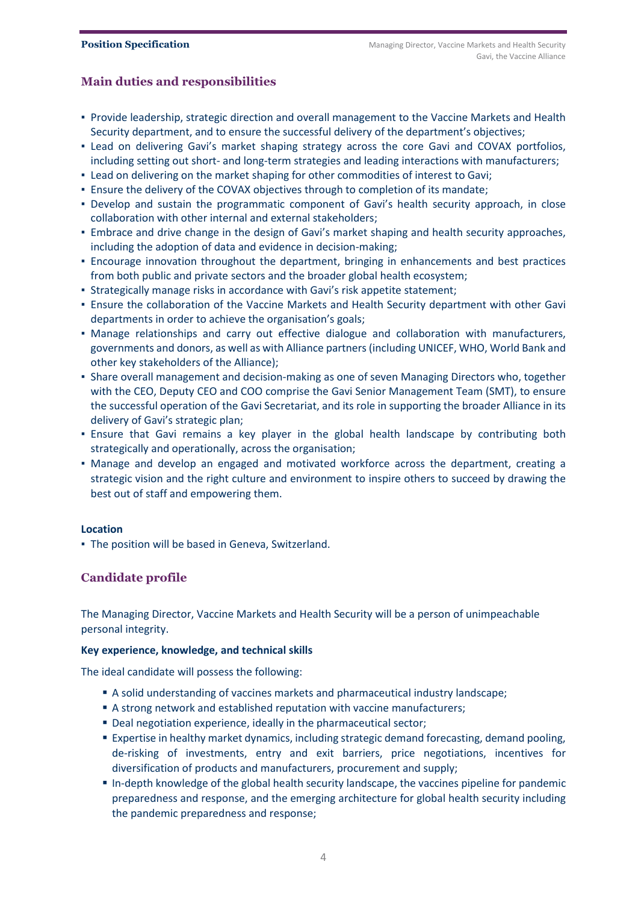## Main duties and responsibilities

- Provide leadership, strategic direction and overall management to the Vaccine Markets and Health Security department, and to ensure the successful delivery of the department's objectives;
- Lead on delivering Gavi's market shaping strategy across the core Gavi and COVAX portfolios, including setting out short- and long-term strategies and leading interactions with manufacturers;
- Lead on delivering on the market shaping for other commodities of interest to Gavi;
- Ensure the delivery of the COVAX objectives through to completion of its mandate;
- Develop and sustain the programmatic component of Gavi's health security approach, in close collaboration with other internal and external stakeholders;
- Embrace and drive change in the design of Gavi's market shaping and health security approaches, including the adoption of data and evidence in decision-making;
- Encourage innovation throughout the department, bringing in enhancements and best practices from both public and private sectors and the broader global health ecosystem;
- Strategically manage risks in accordance with Gavi's risk appetite statement;
- Ensure the collaboration of the Vaccine Markets and Health Security department with other Gavi departments in order to achieve the organisation's goals;
- Manage relationships and carry out effective dialogue and collaboration with manufacturers, governments and donors, as well as with Alliance partners (including UNICEF, WHO, World Bank and other key stakeholders of the Alliance);
- Share overall management and decision-making as one of seven Managing Directors who, together with the CEO, Deputy CEO and COO comprise the Gavi Senior Management Team (SMT), to ensure the successful operation of the Gavi Secretariat, and its role in supporting the broader Alliance in its delivery of Gavi's strategic plan;
- Ensure that Gavi remains a key player in the global health landscape by contributing both strategically and operationally, across the organisation;
- Manage and develop an engaged and motivated workforce across the department, creating a strategic vision and the right culture and environment to inspire others to succeed by drawing the best out of staff and empowering them.

**Location**

- The position will be based in Geneva, Switzerland.

## Candidate profile

The Managing Director, Vaccine Markets and Health Security will be a person of unimpeachable personal integrity.

**Key experience, knowledge, and technical skills**

The ideal candidate will possess the following:

- A solid understanding of vaccines markets and pharmaceutical industry landscape;
- A strong network and established reputation with vaccine manufacturers;
- Deal negotiation experience, ideally in the pharmaceutical sector;
- Expertise in healthy market dynamics, including strategic demand forecasting, demand pooling, de-risking of investments, entry and exit barriers, price negotiations, incentives for diversification of products and manufacturers, procurement and supply;
- In-depth knowledge of the global health security landscape, the vaccines pipeline for pandemic preparedness and response, and the emerging architecture for global health security including the pandemic preparedness and response;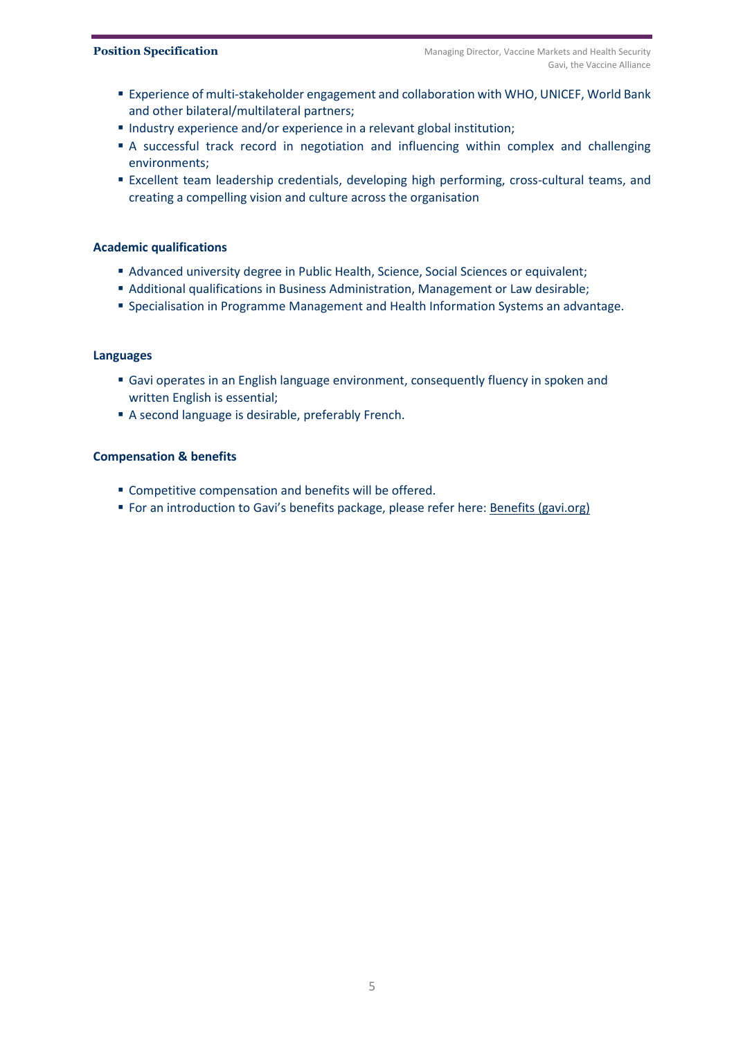- Experience of multi-stakeholder engagement and collaboration with WHO, UNICEF, World Bank and other bilateral/multilateral partners;
- Industry experience and/or experience in a relevant global institution;
- A successful track record in negotiation and influencing within complex and challenging environments;
- Excellent team leadership credentials, developing high performing, cross-cultural teams, and creating a compelling vision and culture across the organisation

### Academic qualifications

- Advanced university degree in Public Health, Science, Social Sciences or equivalent;
- Additional qualifications in Business Administration, Management or Law desirable;
- Specialisation in Programme Management and Health Information Systems an advantage.

### Languages

- Gavi operates in an English language environment, consequently fluency in spoken and written English is essential;
- A second language is desirable, preferably French.

### Compensation & benefits

- Competitive compensation and benefits will be offered.
- For an introduction to Gavi's benefits package, please refer here: Benefits (gavi.org)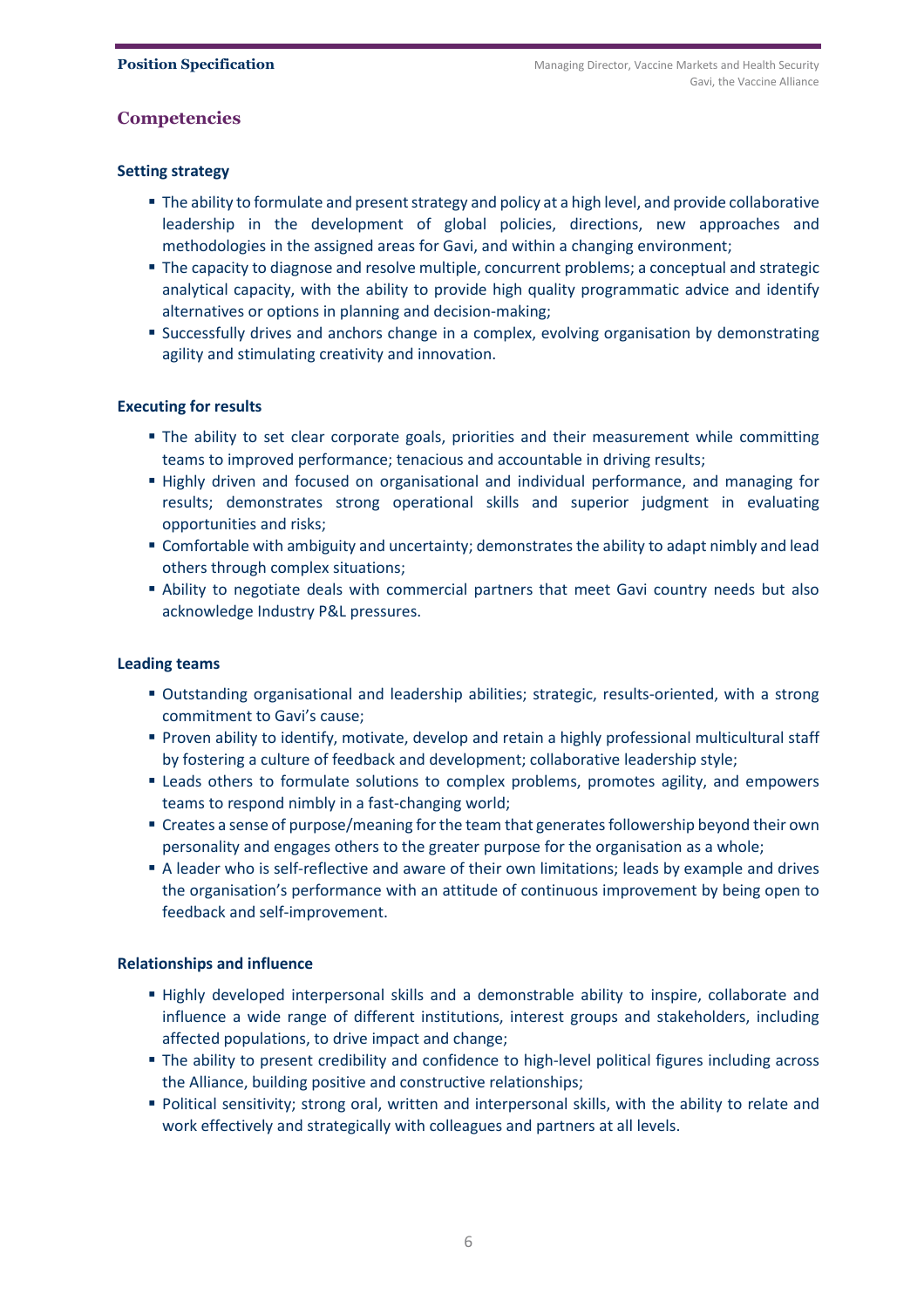## Competencies

### Setting strategy

- The ability to formulate and present strategy and policy at a high level, and provide collaborative leadership in the development of global policies, directions, new approaches and methodologies in the assigned areas for Gavi, and within a changing environment;
- The capacity to diagnose and resolve multiple, concurrent problems; a conceptual and strategic analytical capacity, with the ability to provide high quality programmatic advice and identify alternatives or options in planning and decision-making;
- Successfully drives and anchors change in a complex, evolving organisation by demonstrating agility and stimulating creativity and innovation.

### Executing for results

- The ability to set clear corporate goals, priorities and their measurement while committing teams to improved performance; tenacious and accountable in driving results;
- Highly driven and focused on organisational and individual performance, and managing for results; demonstrates strong operational skills and superior judgment in evaluating opportunities and risks;
- Comfortable with ambiguity and uncertainty; demonstrates the ability to adapt nimbly and lead others through complex situations;
- Ability to negotiate deals with commercial partners that meet Gavi country needs but also acknowledge Industry P&L pressures.

### Leading teams

- Outstanding organisational and leadership abilities; strategic, results-oriented, with a strong commitment to Gavi's cause;
- Proven ability to identify, motivate, develop and retain a highly professional multicultural staff by fostering a culture of feedback and development; collaborative leadership style;
- Leads others to formulate solutions to complex problems, promotes agility, and empowers teams to respond nimbly in a fast-changing world;
- Creates a sense of purpose/meaning for the team that generates followership beyond their own personality and engages others to the greater purpose for the organisation as a whole;
- A leader who is self-reflective and aware of their own limitations; leads by example and drives the organisation's performance with an attitude of continuous improvement by being open to feedback and self-improvement.

### Relationships and influence

- Highly developed interpersonal skills and a demonstrable ability to inspire, collaborate and influence a wide range of different institutions, interest groups and stakeholders, including affected populations, to drive impact and change;
- The ability to present credibility and confidence to high-level political figures including across the Alliance, building positive and constructive relationships;
- Political sensitivity; strong oral, written and interpersonal skills, with the ability to relate and work effectively and strategically with colleagues and partners at all levels.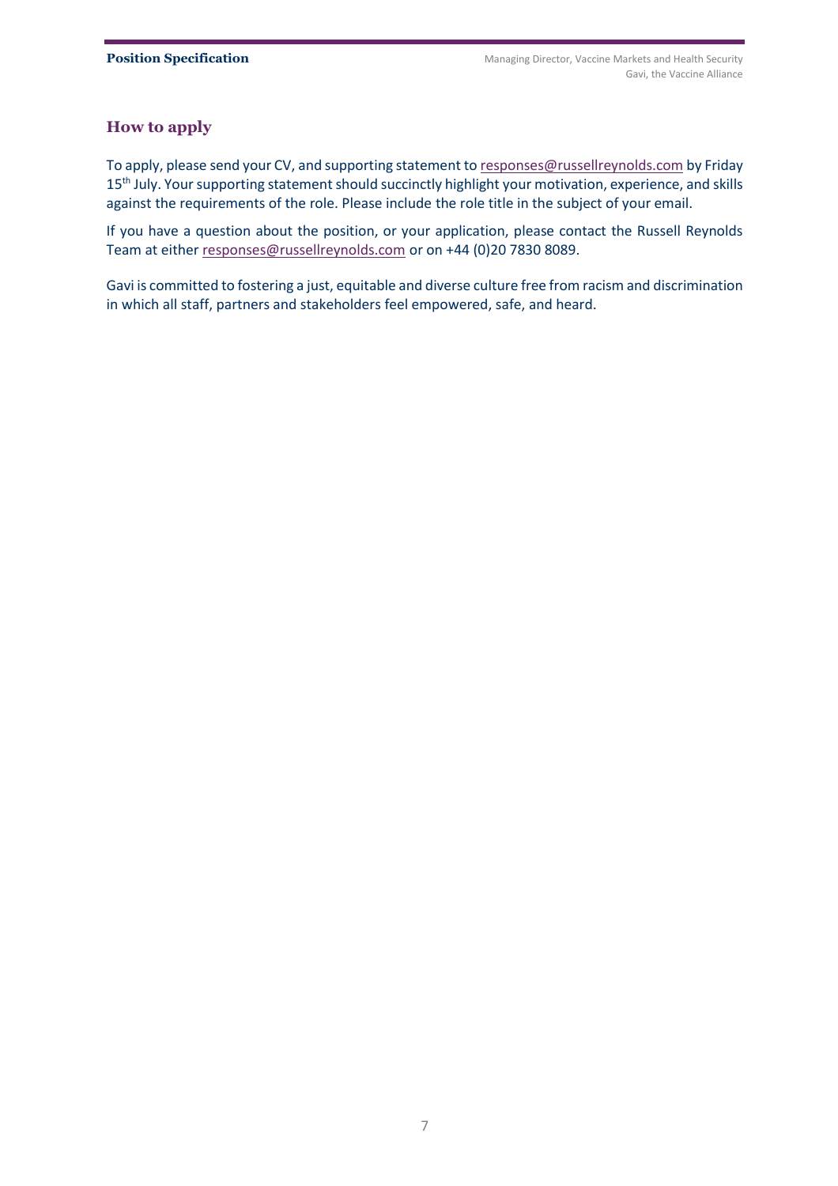## How to apply

To apply, please send your CV, and supporting statement to responses@russellreynolds.com by Friday 15th July. Your supporting statement should succinctly highlight your motivation, experience, and skills against the requirements of the role. Please include the role title in the subject of your email.

If you have a question about the position, or your application, please contact the Russell Reynolds Team at either responses@russellreynolds.com or on +44 (0)20 7830 8089.

Gavi is committed to fostering a just, equitable and diverse culture free from racism and discrimination in which all staff, partners and stakeholders feel empowered, safe, and heard.